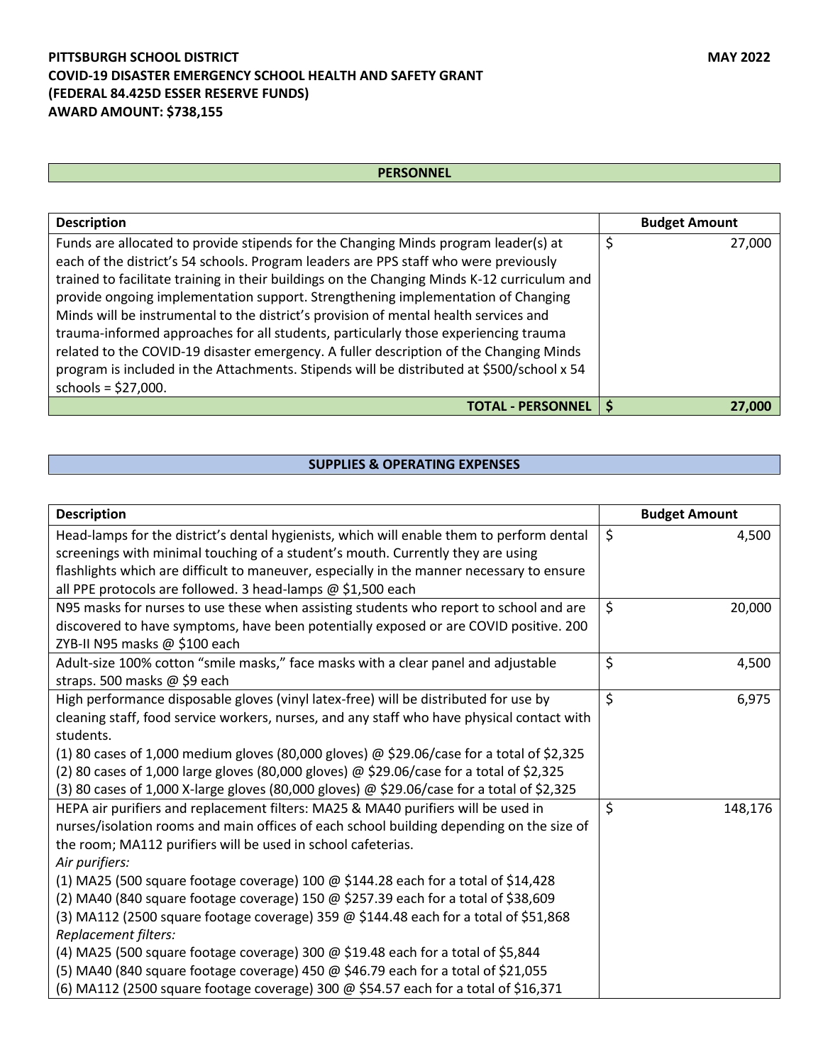**PITTSBURGH SCHOOL DISTRICT** **MAY 2022**
**COVID-19 DISASTER EMERGENCY SCHOOL HEALTH AND SAFETY GRANT**
**(FEDERAL 84.425D ESSER RESERVE FUNDS)**
**AWARD AMOUNT: $738,155**

## PERSONNEL

| Description | Budget Amount |
|---|---|
| Funds are allocated to provide stipends for the Changing Minds program leader(s) at each of the district's 54 schools. Program leaders are PPS staff who were previously trained to facilitate training in their buildings on the Changing Minds K-12 curriculum and provide ongoing implementation support. Strengthening implementation of Changing Minds will be instrumental to the district's provision of mental health services and trauma-informed approaches for all students, particularly those experiencing trauma related to the COVID-19 disaster emergency. A fuller description of the Changing Minds program is included in the Attachments. Stipends will be distributed at $500/school x 54 schools = $27,000. | $ 27,000 |
| **TOTAL - PERSONNEL** | **$ 27,000** |

## SUPPLIES & OPERATING EXPENSES

| Description | Budget Amount |
|---|---|
| Head-lamps for the district's dental hygienists, which will enable them to perform dental screenings with minimal touching of a student's mouth. Currently they are using flashlights which are difficult to maneuver, especially in the manner necessary to ensure all PPE protocols are followed. 3 head-lamps @ $1,500 each | $ 4,500 |
| N95 masks for nurses to use these when assisting students who report to school and are discovered to have symptoms, have been potentially exposed or are COVID positive. 200 ZYB-II N95 masks @ $100 each | $ 20,000 |
| Adult-size 100% cotton "smile masks," face masks with a clear panel and adjustable straps. 500 masks @ $9 each | $ 4,500 |
| High performance disposable gloves (vinyl latex-free) will be distributed for use by cleaning staff, food service workers, nurses, and any staff who have physical contact with students.<br>(1) 80 cases of 1,000 medium gloves (80,000 gloves) @ $29.06/case for a total of $2,325<br>(2) 80 cases of 1,000 large gloves (80,000 gloves) @ $29.06/case for a total of $2,325<br>(3) 80 cases of 1,000 X-large gloves (80,000 gloves) @ $29.06/case for a total of $2,325 | $ 6,975 |
| HEPA air purifiers and replacement filters: MA25 & MA40 purifiers will be used in nurses/isolation rooms and main offices of each school building depending on the size of the room; MA112 purifiers will be used in school cafeterias.<br>*Air purifiers:*<br>(1) MA25 (500 square footage coverage) 100 @ $144.28 each for a total of $14,428<br>(2) MA40 (840 square footage coverage) 150 @ $257.39 each for a total of $38,609<br>(3) MA112 (2500 square footage coverage) 359 @ $144.48 each for a total of $51,868<br>*Replacement filters:*<br>(4) MA25 (500 square footage coverage) 300 @ $19.48 each for a total of $5,844<br>(5) MA40 (840 square footage coverage) 450 @ $46.79 each for a total of $21,055<br>(6) MA112 (2500 square footage coverage) 300 @ $54.57 each for a total of $16,371 | $ 148,176 |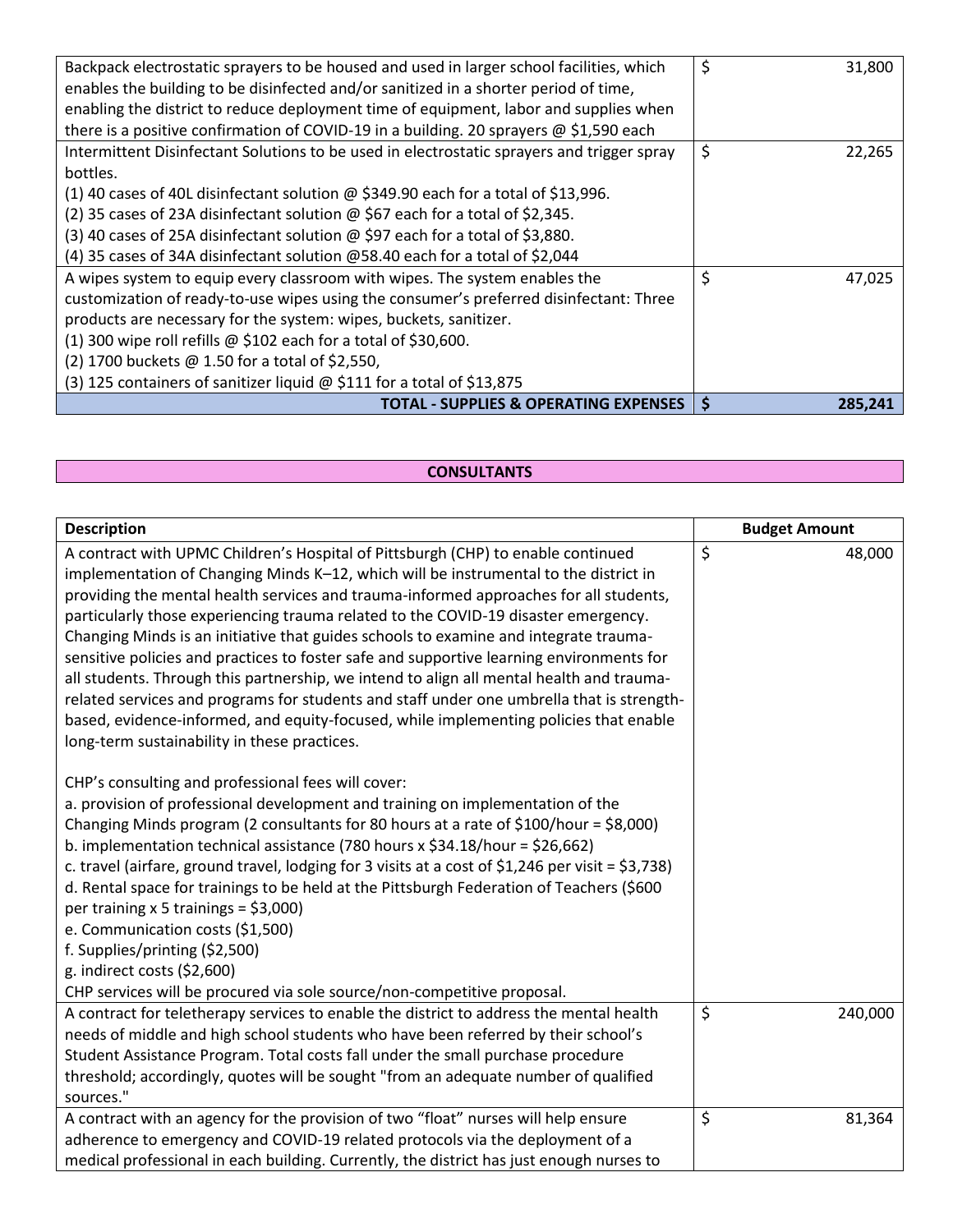| | |
|---|---|
| Backpack electrostatic sprayers to be housed and used in larger school facilities, which enables the building to be disinfected and/or sanitized in a shorter period of time, enabling the district to reduce deployment time of equipment, labor and supplies when there is a positive confirmation of COVID-19 in a building. 20 sprayers @ $1,590 each | $ 31,800 |
| Intermittent Disinfectant Solutions to be used in electrostatic sprayers and trigger spray bottles.<br>(1) 40 cases of 40L disinfectant solution @ $349.90 each for a total of $13,996.<br>(2) 35 cases of 23A disinfectant solution @ $67 each for a total of $2,345.<br>(3) 40 cases of 25A disinfectant solution @ $97 each for a total of $3,880.<br>(4) 35 cases of 34A disinfectant solution @58.40 each for a total of $2,044 | $ 22,265 |
| A wipes system to equip every classroom with wipes. The system enables the customization of ready-to-use wipes using the consumer's preferred disinfectant: Three products are necessary for the system: wipes, buckets, sanitizer.<br>(1) 300 wipe roll refills @ $102 each for a total of $30,600.<br>(2) 1700 buckets @ 1.50 for a total of $2,550,<br>(3) 125 containers of sanitizer liquid @ $111 for a total of $13,875 | $ 47,025 |
| **TOTAL - SUPPLIES & OPERATING EXPENSES** | **$ 285,241** |

## CONSULTANTS

| Description | Budget Amount |
|---|---|
| A contract with UPMC Children's Hospital of Pittsburgh (CHP) to enable continued implementation of Changing Minds K–12, which will be instrumental to the district in providing the mental health services and trauma-informed approaches for all students, particularly those experiencing trauma related to the COVID-19 disaster emergency. Changing Minds is an initiative that guides schools to examine and integrate trauma-sensitive policies and practices to foster safe and supportive learning environments for all students. Through this partnership, we intend to align all mental health and trauma-related services and programs for students and staff under one umbrella that is strength-based, evidence-informed, and equity-focused, while implementing policies that enable long-term sustainability in these practices.<br><br>CHP's consulting and professional fees will cover:<br>a. provision of professional development and training on implementation of the Changing Minds program (2 consultants for 80 hours at a rate of $100/hour = $8,000)<br>b. implementation technical assistance (780 hours x $34.18/hour = $26,662)<br>c. travel (airfare, ground travel, lodging for 3 visits at a cost of $1,246 per visit = $3,738)<br>d. Rental space for trainings to be held at the Pittsburgh Federation of Teachers ($600 per training x 5 trainings = $3,000)<br>e. Communication costs ($1,500)<br>f. Supplies/printing ($2,500)<br>g. indirect costs ($2,600)<br>CHP services will be procured via sole source/non-competitive proposal. | $ 48,000 |
| A contract for teletherapy services to enable the district to address the mental health needs of middle and high school students who have been referred by their school's Student Assistance Program. Total costs fall under the small purchase procedure threshold; accordingly, quotes will be sought "from an adequate number of qualified sources." | $ 240,000 |
| A contract with an agency for the provision of two "float" nurses will help ensure adherence to emergency and COVID-19 related protocols via the deployment of a medical professional in each building. Currently, the district has just enough nurses to | $ 81,364 |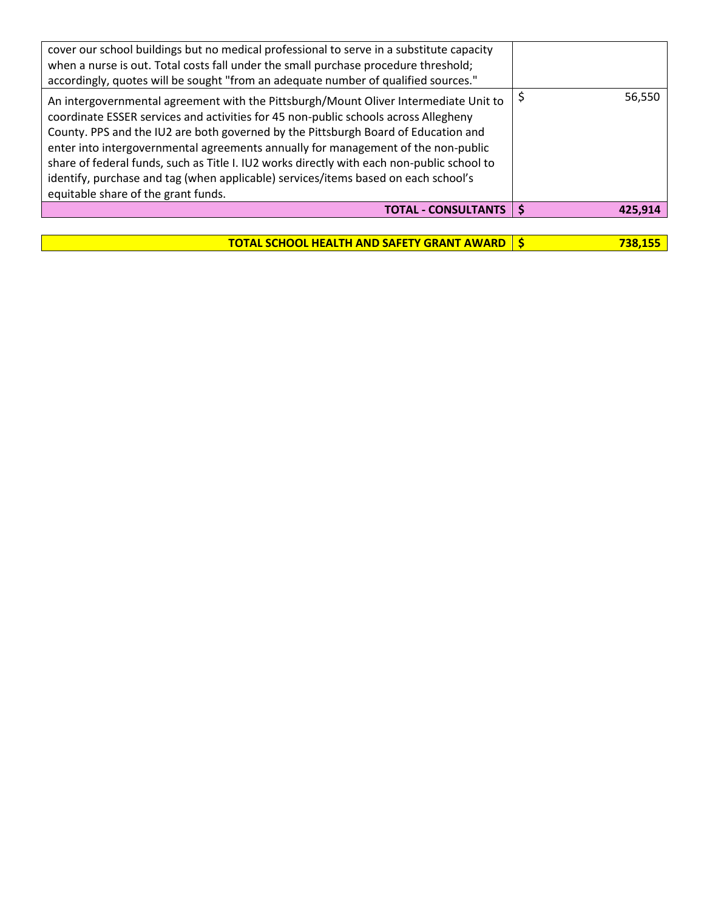| | | |
|---|---|---|
| cover our school buildings but no medical professional to serve in a substitute capacity when a nurse is out. Total costs fall under the small purchase procedure threshold; accordingly, quotes will be sought "from an adequate number of qualified sources." | | |
| An intergovernmental agreement with the Pittsburgh/Mount Oliver Intermediate Unit to coordinate ESSER services and activities for 45 non-public schools across Allegheny County. PPS and the IU2 are both governed by the Pittsburgh Board of Education and enter into intergovernmental agreements annually for management of the non-public share of federal funds, such as Title I. IU2 works directly with each non-public school to identify, purchase and tag (when applicable) services/items based on each school's equitable share of the grant funds. | $ | 56,550 |
| **TOTAL - CONSULTANTS** | **$** | **425,914** |

| | | |
|---|---|---|
| **TOTAL SCHOOL HEALTH AND SAFETY GRANT AWARD** | **$** | **738,155** |